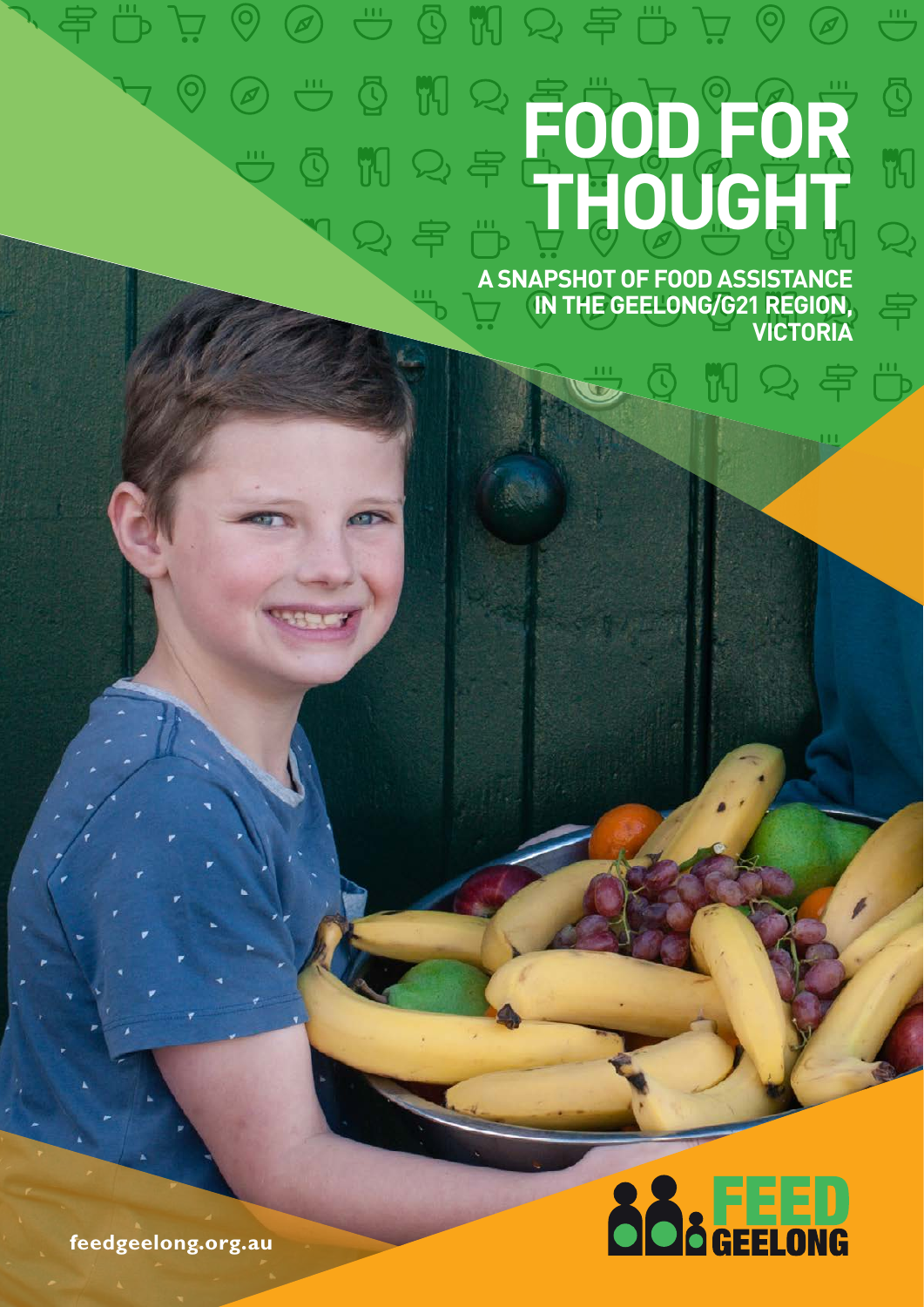# FOOD FOR THOUGHT

**A SNAPSHOT OF FOOD ASSISTANCE IN THE GEELONG/G21 REGION, VICTORIA**

FEED GEELONG

feedgeelong.org.au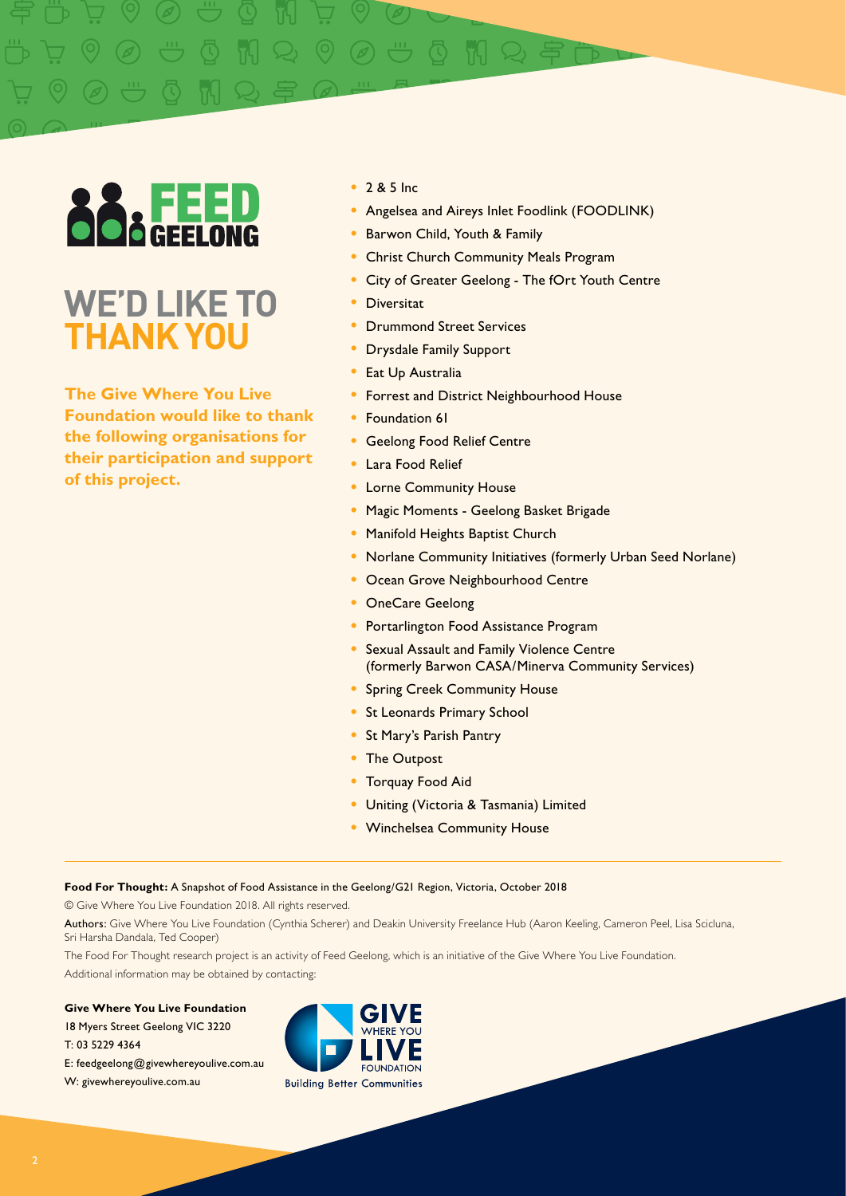FEED GEELONG

# WE'D LIKE TO THANK YOU

**The Give Where You Live Foundation would like to thank the following organisations for their participation and support of this project.**

- 2 & 5 Inc
- Angelsea and Aireys Inlet Foodlink (FOODLINK)
- Barwon Child, Youth & Family
- Christ Church Community Meals Program
- City of Greater Geelong - The fOrt Youth Centre
- Diversitat
- Drummond Street Services
- Drysdale Family Support
- Eat Up Australia
- Forrest and District Neighbourhood House
- Foundation 61
- Geelong Food Relief Centre
- Lara Food Relief
- Lorne Community House
- Magic Moments - Geelong Basket Brigade
- Manifold Heights Baptist Church
- Norlane Community Initiatives (formerly Urban Seed Norlane)
- Ocean Grove Neighbourhood Centre
- OneCare Geelong
- Portarlington Food Assistance Program
- Sexual Assault and Family Violence Centre (formerly Barwon CASA/Minerva Community Services)
- Spring Creek Community House
- St Leonards Primary School
- St Mary's Parish Pantry
- The Outpost
- Torquay Food Aid
- Uniting (Victoria & Tasmania) Limited
- Winchelsea Community House

---

**Food For Thought:** A Snapshot of Food Assistance in the Geelong/G21 Region, Victoria, October 2018

© Give Where You Live Foundation 2018. All rights reserved.

Authors: Give Where You Live Foundation (Cynthia Scherer) and Deakin University Freelance Hub (Aaron Keeling, Cameron Peel, Lisa Scicluna, Sri Harsha Dandala, Ted Cooper)

The Food For Thought research project is an activity of Feed Geelong, which is an initiative of the Give Where You Live Foundation.

Additional information may be obtained by contacting:

**Give Where You Live Foundation**
18 Myers Street Geelong VIC 3220
T: 03 5229 4364
E: feedgeelong@givewhereyoulive.com.au
W: givewhereyoulive.com.au

GIVE WHERE YOU LIVE FOUNDATION
Building Better Communities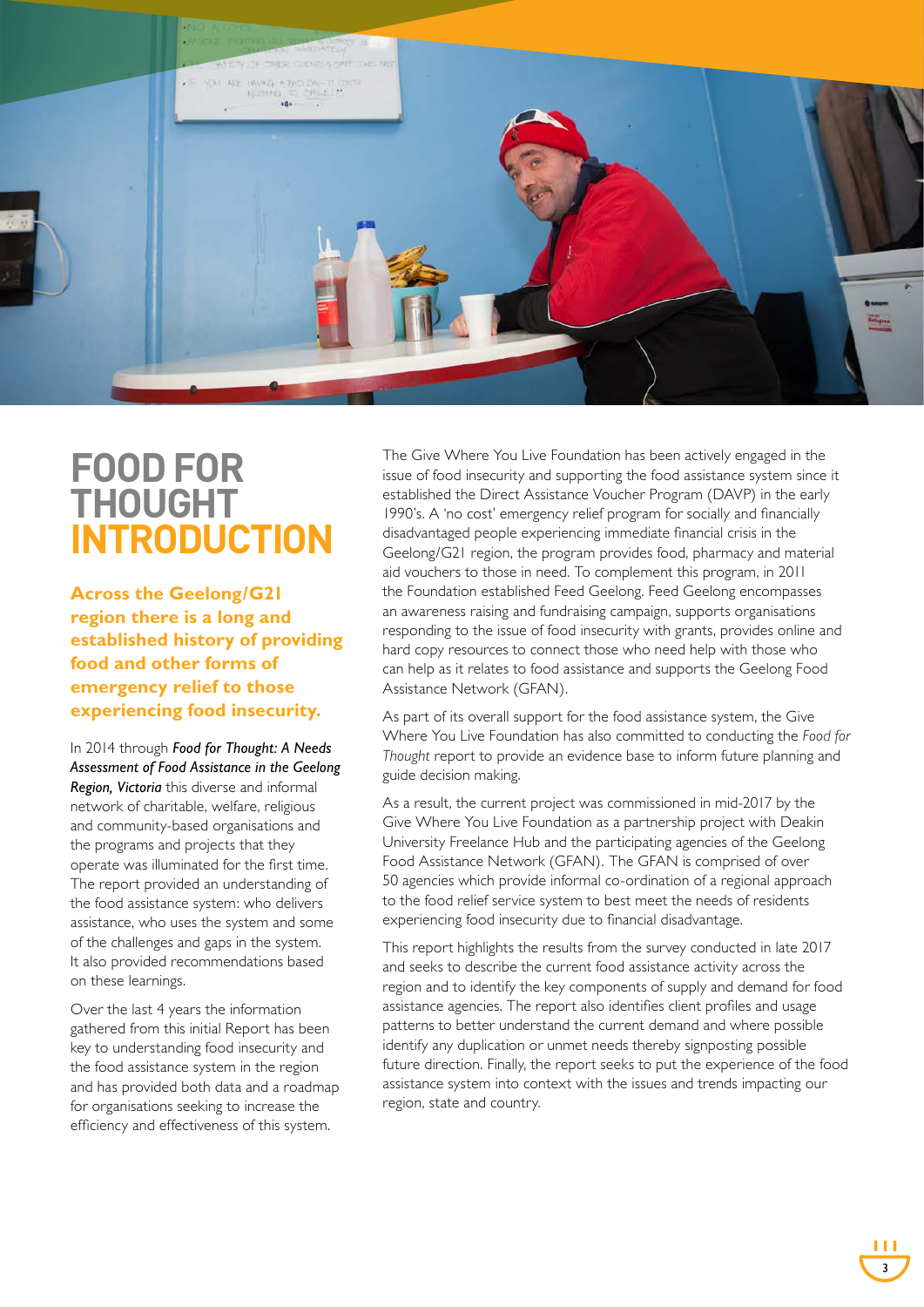# FOOD FOR THOUGHT INTRODUCTION

**Across the Geelong/G21 region there is a long and established history of providing food and other forms of emergency relief to those experiencing food insecurity.**

In 2014 through ***Food for Thought: A Needs Assessment of Food Assistance in the Geelong Region, Victoria*** this diverse and informal network of charitable, welfare, religious and community-based organisations and the programs and projects that they operate was illuminated for the first time. The report provided an understanding of the food assistance system: who delivers assistance, who uses the system and some of the challenges and gaps in the system. It also provided recommendations based on these learnings.

Over the last 4 years the information gathered from this initial Report has been key to understanding food insecurity and the food assistance system in the region and has provided both data and a roadmap for organisations seeking to increase the efficiency and effectiveness of this system.

The Give Where You Live Foundation has been actively engaged in the issue of food insecurity and supporting the food assistance system since it established the Direct Assistance Voucher Program (DAVP) in the early 1990's. A 'no cost' emergency relief program for socially and financially disadvantaged people experiencing immediate financial crisis in the Geelong/G21 region, the program provides food, pharmacy and material aid vouchers to those in need. To complement this program, in 2011 the Foundation established Feed Geelong. Feed Geelong encompasses an awareness raising and fundraising campaign, supports organisations responding to the issue of food insecurity with grants, provides online and hard copy resources to connect those who need help with those who can help as it relates to food assistance and supports the Geelong Food Assistance Network (GFAN).

As part of its overall support for the food assistance system, the Give Where You Live Foundation has also committed to conducting the *Food for Thought* report to provide an evidence base to inform future planning and guide decision making.

As a result, the current project was commissioned in mid-2017 by the Give Where You Live Foundation as a partnership project with Deakin University Freelance Hub and the participating agencies of the Geelong Food Assistance Network (GFAN). The GFAN is comprised of over 50 agencies which provide informal co-ordination of a regional approach to the food relief service system to best meet the needs of residents experiencing food insecurity due to financial disadvantage.

This report highlights the results from the survey conducted in late 2017 and seeks to describe the current food assistance activity across the region and to identify the key components of supply and demand for food assistance agencies. The report also identifies client profiles and usage patterns to better understand the current demand and where possible identify any duplication or unmet needs thereby signposting possible future direction. Finally, the report seeks to put the experience of the food assistance system into context with the issues and trends impacting our region, state and country.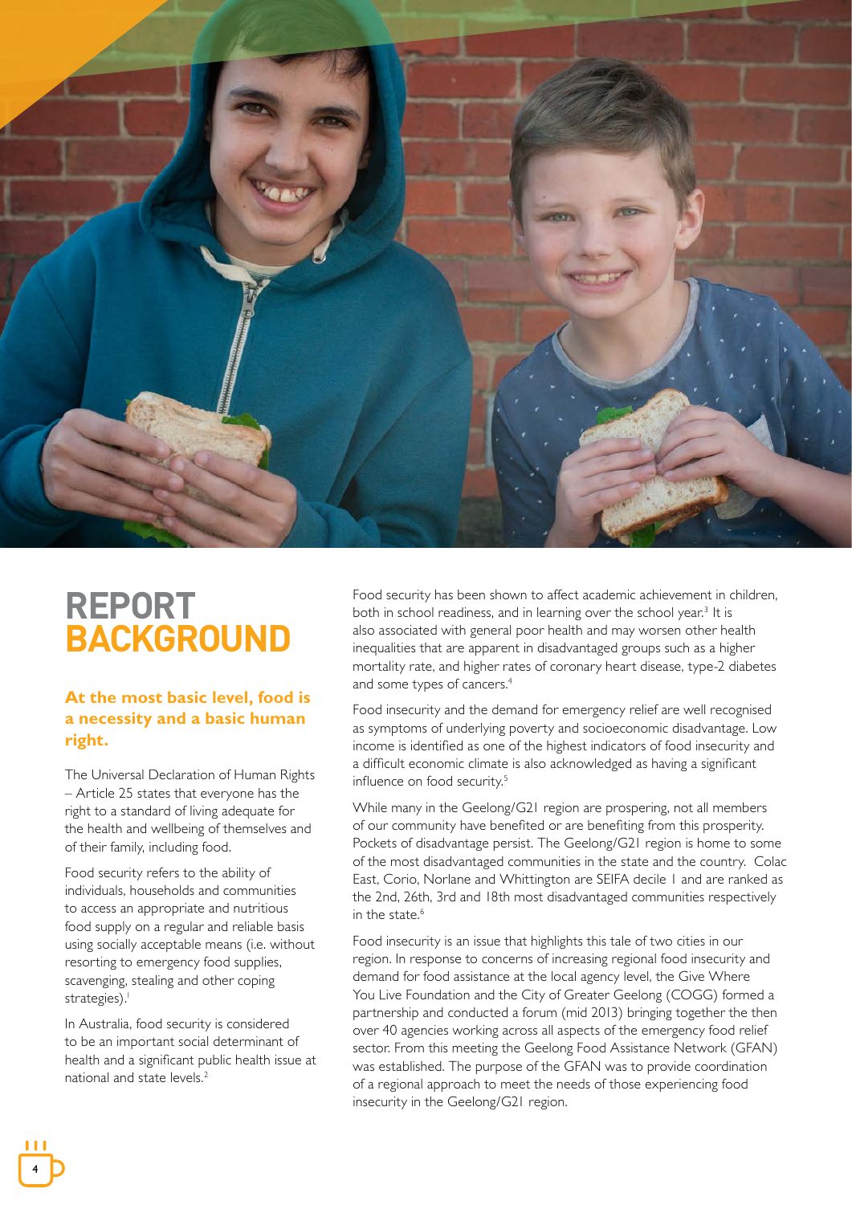# REPORT BACKGROUND

**At the most basic level, food is a necessity and a basic human right.**

The Universal Declaration of Human Rights – Article 25 states that everyone has the right to a standard of living adequate for the health and wellbeing of themselves and of their family, including food.

Food security refers to the ability of individuals, households and communities to access an appropriate and nutritious food supply on a regular and reliable basis using socially acceptable means (i.e. without resorting to emergency food supplies, scavenging, stealing and other coping strategies).[1]

In Australia, food security is considered to be an important social determinant of health and a significant public health issue at national and state levels.[2]

Food security has been shown to affect academic achievement in children, both in school readiness, and in learning over the school year.[3] It is also associated with general poor health and may worsen other health inequalities that are apparent in disadvantaged groups such as a higher mortality rate, and higher rates of coronary heart disease, type-2 diabetes and some types of cancers.[4]

Food insecurity and the demand for emergency relief are well recognised as symptoms of underlying poverty and socioeconomic disadvantage. Low income is identified as one of the highest indicators of food insecurity and a difficult economic climate is also acknowledged as having a significant influence on food security.[5]

While many in the Geelong/G21 region are prospering, not all members of our community have benefited or are benefiting from this prosperity. Pockets of disadvantage persist. The Geelong/G21 region is home to some of the most disadvantaged communities in the state and the country. Colac East, Corio, Norlane and Whittington are SEIFA decile 1 and are ranked as the 2nd, 26th, 3rd and 18th most disadvantaged communities respectively in the state.[6]

Food insecurity is an issue that highlights this tale of two cities in our region. In response to concerns of increasing regional food insecurity and demand for food assistance at the local agency level, the Give Where You Live Foundation and the City of Greater Geelong (COGG) formed a partnership and conducted a forum (mid 2013) bringing together the then over 40 agencies working across all aspects of the emergency food relief sector. From this meeting the Geelong Food Assistance Network (GFAN) was established. The purpose of the GFAN was to provide coordination of a regional approach to meet the needs of those experiencing food insecurity in the Geelong/G21 region.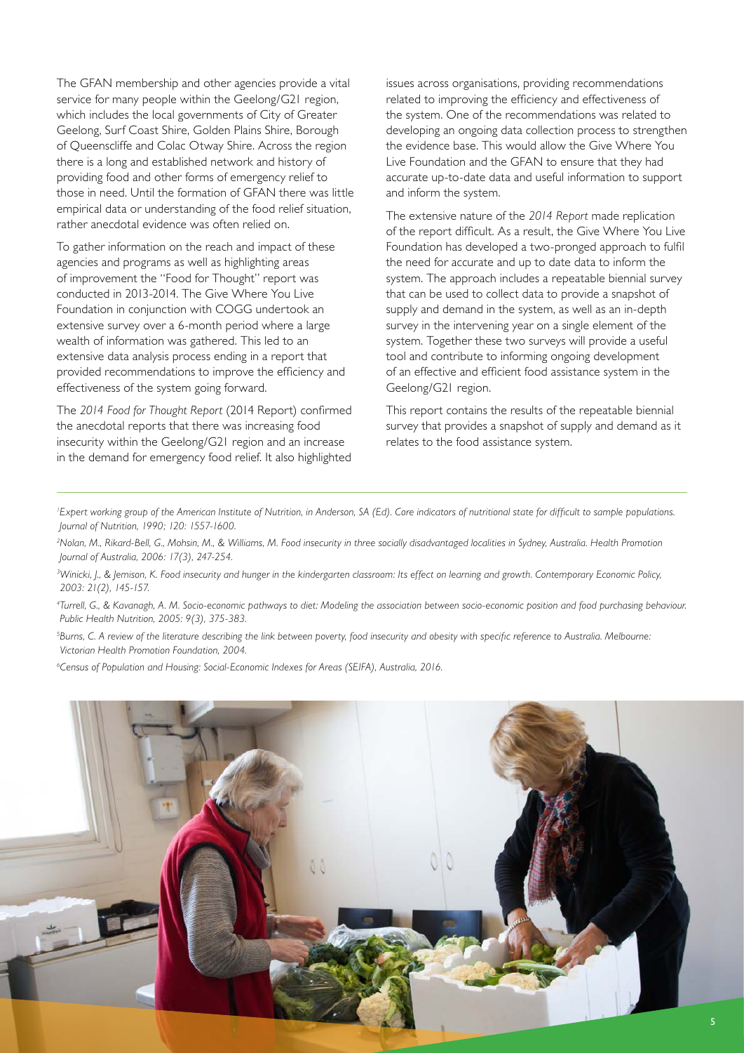The GFAN membership and other agencies provide a vital service for many people within the Geelong/G21 region, which includes the local governments of City of Greater Geelong, Surf Coast Shire, Golden Plains Shire, Borough of Queenscliffe and Colac Otway Shire. Across the region there is a long and established network and history of providing food and other forms of emergency relief to those in need. Until the formation of GFAN there was little empirical data or understanding of the food relief situation, rather anecdotal evidence was often relied on.

To gather information on the reach and impact of these agencies and programs as well as highlighting areas of improvement the "Food for Thought" report was conducted in 2013-2014. The Give Where You Live Foundation in conjunction with COGG undertook an extensive survey over a 6-month period where a large wealth of information was gathered. This led to an extensive data analysis process ending in a report that provided recommendations to improve the efficiency and effectiveness of the system going forward.

The *2014 Food for Thought Report* (2014 Report) confirmed the anecdotal reports that there was increasing food insecurity within the Geelong/G21 region and an increase in the demand for emergency food relief. It also highlighted issues across organisations, providing recommendations related to improving the efficiency and effectiveness of the system. One of the recommendations was related to developing an ongoing data collection process to strengthen the evidence base. This would allow the Give Where You Live Foundation and the GFAN to ensure that they had accurate up-to-date data and useful information to support and inform the system.

The extensive nature of the *2014 Report* made replication of the report difficult. As a result, the Give Where You Live Foundation has developed a two-pronged approach to fulfil the need for accurate and up to date data to inform the system. The approach includes a repeatable biennial survey that can be used to collect data to provide a snapshot of supply and demand in the system, as well as an in-depth survey in the intervening year on a single element of the system. Together these two surveys will provide a useful tool and contribute to informing ongoing development of an effective and efficient food assistance system in the Geelong/G21 region.

This report contains the results of the repeatable biennial survey that provides a snapshot of supply and demand as it relates to the food assistance system.

---

*[1] Expert working group of the American Institute of Nutrition, in Anderson, SA (Ed). Core indicators of nutritional state for difficult to sample populations. Journal of Nutrition, 1990; 120: 1557-1600.*

*[2] Nolan, M., Rikard-Bell, G., Mohsin, M., & Williams, M. Food insecurity in three socially disadvantaged localities in Sydney, Australia. Health Promotion Journal of Australia, 2006: 17(3), 247-254.*

*[3] Winicki, J., & Jemison, K. Food insecurity and hunger in the kindergarten classroom: Its effect on learning and growth. Contemporary Economic Policy, 2003: 21(2), 145-157.*

*[4] Turrell, G., & Kavanagh, A. M. Socio-economic pathways to diet: Modeling the association between socio-economic position and food purchasing behaviour. Public Health Nutrition, 2005: 9(3), 375-383.*

*[5] Burns, C. A review of the literature describing the link between poverty, food insecurity and obesity with specific reference to Australia. Melbourne: Victorian Health Promotion Foundation, 2004.*

*[6] Census of Population and Housing: Social-Economic Indexes for Areas (SEIFA), Australia, 2016.*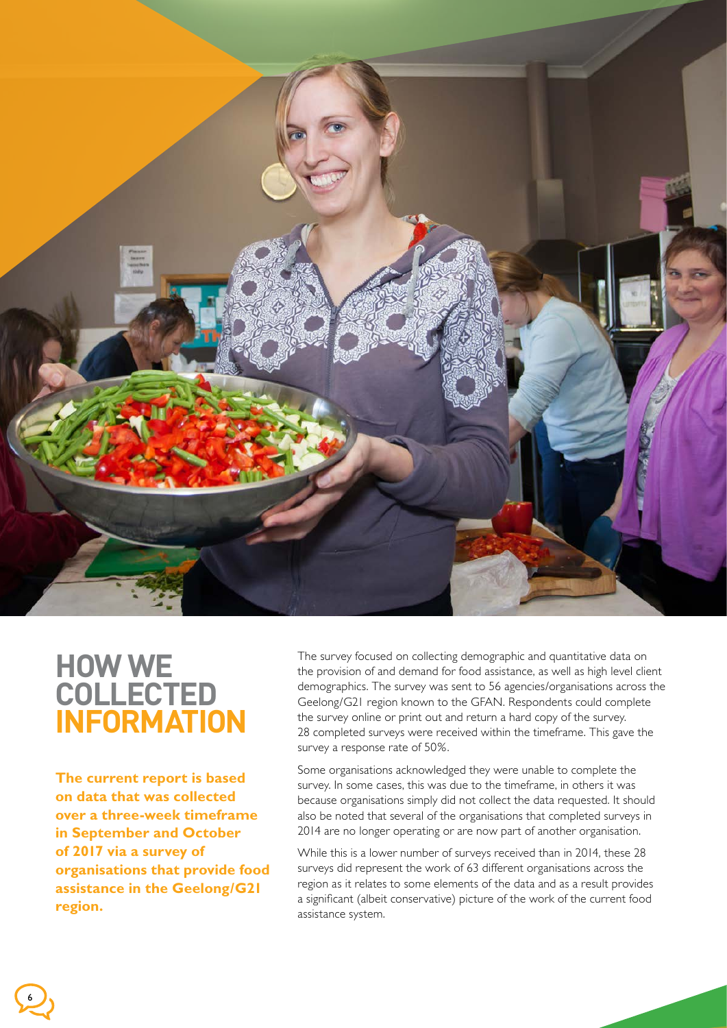# HOW WE COLLECTED INFORMATION

**The current report is based on data that was collected over a three-week timeframe in September and October of 2017 via a survey of organisations that provide food assistance in the Geelong/G21 region.**

The survey focused on collecting demographic and quantitative data on the provision of and demand for food assistance, as well as high level client demographics. The survey was sent to 56 agencies/organisations across the Geelong/G21 region known to the GFAN. Respondents could complete the survey online or print out and return a hard copy of the survey. 28 completed surveys were received within the timeframe. This gave the survey a response rate of 50%.

Some organisations acknowledged they were unable to complete the survey. In some cases, this was due to the timeframe, in others it was because organisations simply did not collect the data requested. It should also be noted that several of the organisations that completed surveys in 2014 are no longer operating or are now part of another organisation.

While this is a lower number of surveys received than in 2014, these 28 surveys did represent the work of 63 different organisations across the region as it relates to some elements of the data and as a result provides a significant (albeit conservative) picture of the work of the current food assistance system.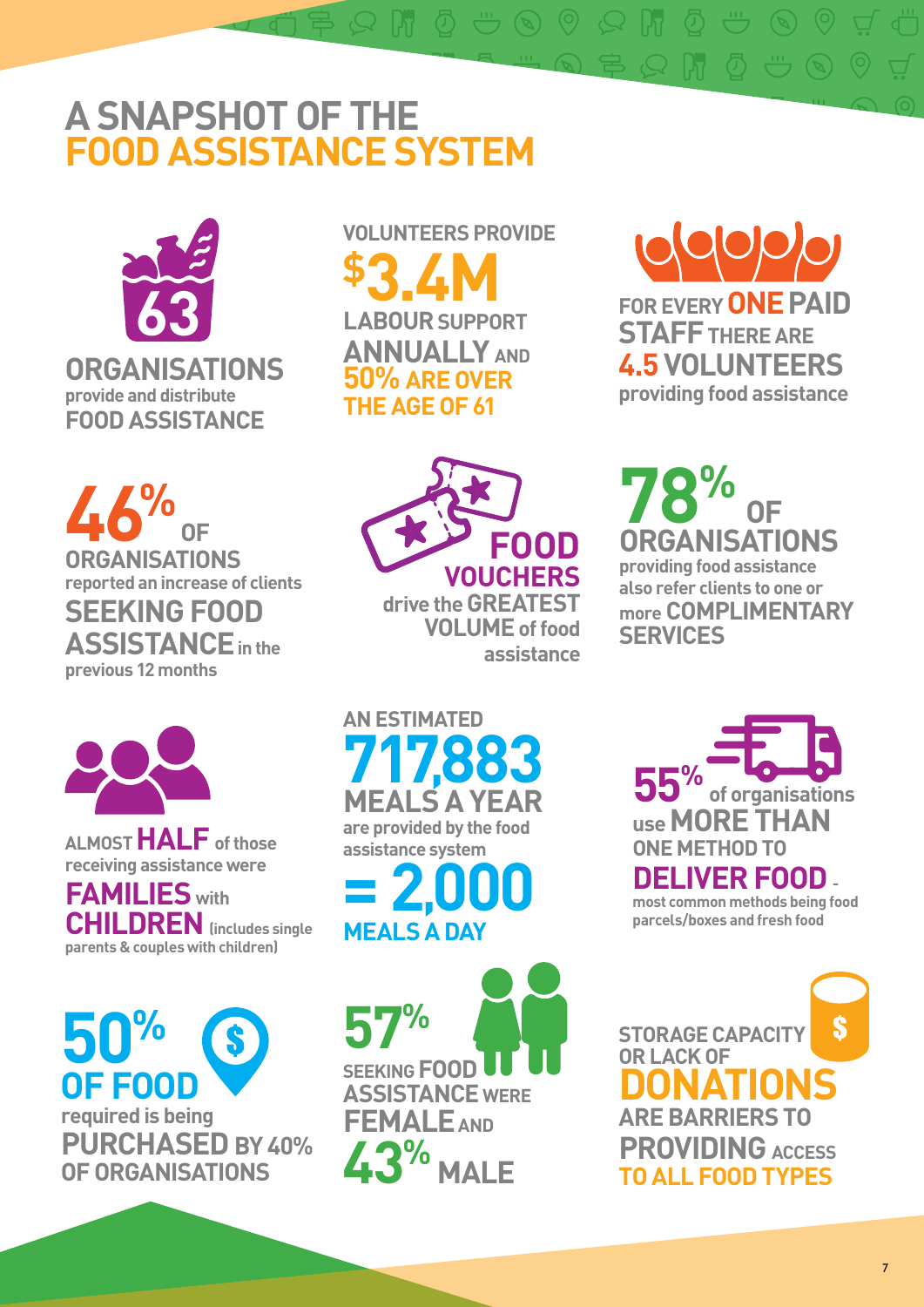# A SNAPSHOT OF THE FOOD ASSISTANCE SYSTEM

**63 ORGANISATIONS** provide and distribute **FOOD ASSISTANCE**

VOLUNTEERS PROVIDE **$3.4M** LABOUR SUPPORT ANNUALLY AND **50% ARE OVER THE AGE OF 61**

FOR EVERY **ONE** PAID STAFF THERE ARE **4.5 VOLUNTEERS** providing food assistance

**46%** OF ORGANISATIONS reported an increase of clients **SEEKING FOOD ASSISTANCE** in the previous 12 months

**FOOD VOUCHERS** drive the **GREATEST VOLUME** of food assistance

**78%** OF ORGANISATIONS providing food assistance also refer clients to one or more **COMPLIMENTARY SERVICES**

ALMOST **HALF** of those receiving assistance were **FAMILIES** with **CHILDREN** (includes single parents & couples with children)

AN ESTIMATED **717,883** MEALS A YEAR are provided by the food assistance system **= 2,000 MEALS A DAY**

**55%** of organisations use **MORE THAN ONE METHOD TO DELIVER FOOD** - most common methods being food parcels/boxes and fresh food

**50% OF FOOD** required is being **PURCHASED** BY 40% OF ORGANISATIONS

**57%** SEEKING FOOD ASSISTANCE WERE **FEMALE** AND **43%** MALE

STORAGE CAPACITY OR LACK OF **DONATIONS** ARE BARRIERS TO **PROVIDING** ACCESS **TO ALL FOOD TYPES**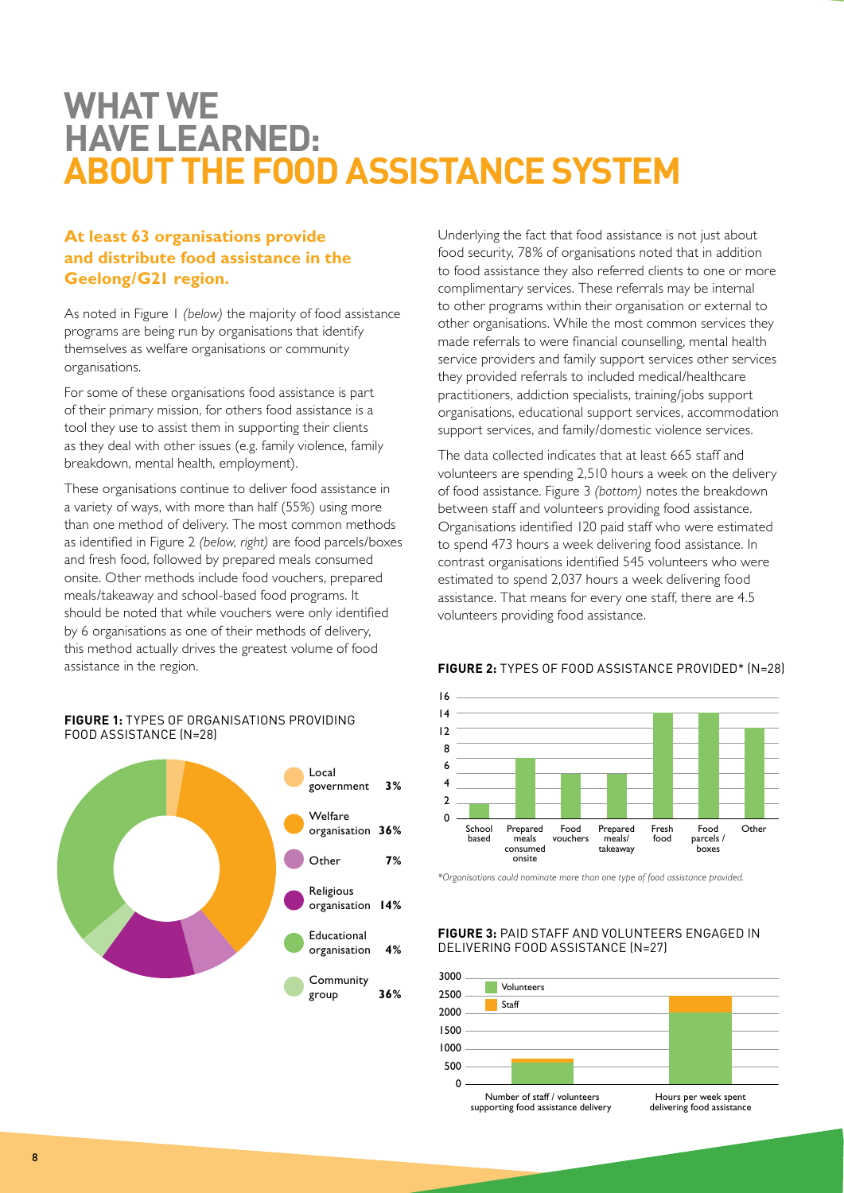# WHAT WE HAVE LEARNED: ABOUT THE FOOD ASSISTANCE SYSTEM

### At least 63 organisations provide and distribute food assistance in the Geelong/G21 region.

As noted in Figure 1 *(below)* the majority of food assistance programs are being run by organisations that identify themselves as welfare organisations or community organisations.

For some of these organisations food assistance is part of their primary mission, for others food assistance is a tool they use to assist them in supporting their clients as they deal with other issues (e.g. family violence, family breakdown, mental health, employment).

These organisations continue to deliver food assistance in a variety of ways, with more than half (55%) using more than one method of delivery. The most common methods as identified in Figure 2 *(below, right)* are food parcels/boxes and fresh food, followed by prepared meals consumed onsite. Other methods include food vouchers, prepared meals/takeaway and school-based food programs. It should be noted that while vouchers were only identified by 6 organisations as one of their methods of delivery, this method actually drives the greatest volume of food assistance in the region.

**FIGURE 1:** TYPES OF ORGANISATIONS PROVIDING FOOD ASSISTANCE (N=28)

Local government 3%
Welfare organisation 36%
Other 7%
Religious organisation 14%
Educational organisation 4%
Community group 36%

Underlying the fact that food assistance is not just about food security, 78% of organisations noted that in addition to food assistance they also referred clients to one or more complimentary services. These referrals may be internal to other programs within their organisation or external to other organisations. While the most common services they made referrals to were financial counselling, mental health service providers and family support services other services they provided referrals to included medical/healthcare practitioners, addiction specialists, training/jobs support organisations, educational support services, accommodation support services, and family/domestic violence services.

The data collected indicates that at least 665 staff and volunteers are spending 2,510 hours a week on the delivery of food assistance. Figure 3 *(bottom)* notes the breakdown between staff and volunteers providing food assistance. Organisations identified 120 paid staff who were estimated to spend 473 hours a week delivering food assistance. In contrast organisations identified 545 volunteers who were estimated to spend 2,037 hours a week delivering food assistance. That means for every one staff, there are 4.5 volunteers providing food assistance.

**FIGURE 2:** TYPES OF FOOD ASSISTANCE PROVIDED* (N=28)

16
14
12
8
6
4
2
0

School based
Prepared meals consumed onsite
Food vouchers
Prepared meals/ takeaway
Fresh food
Food parcels / boxes
Other

*\*Organisations could nominate more than one type of food assistance provided.*

**FIGURE 3:** PAID STAFF AND VOLUNTEERS ENGAGED IN DELIVERING FOOD ASSISTANCE (N=27)

3000
2500
2000
1500
1000
500
0

Volunteers
Staff

Number of staff / volunteers supporting food assistance delivery
Hours per week spent delivering food assistance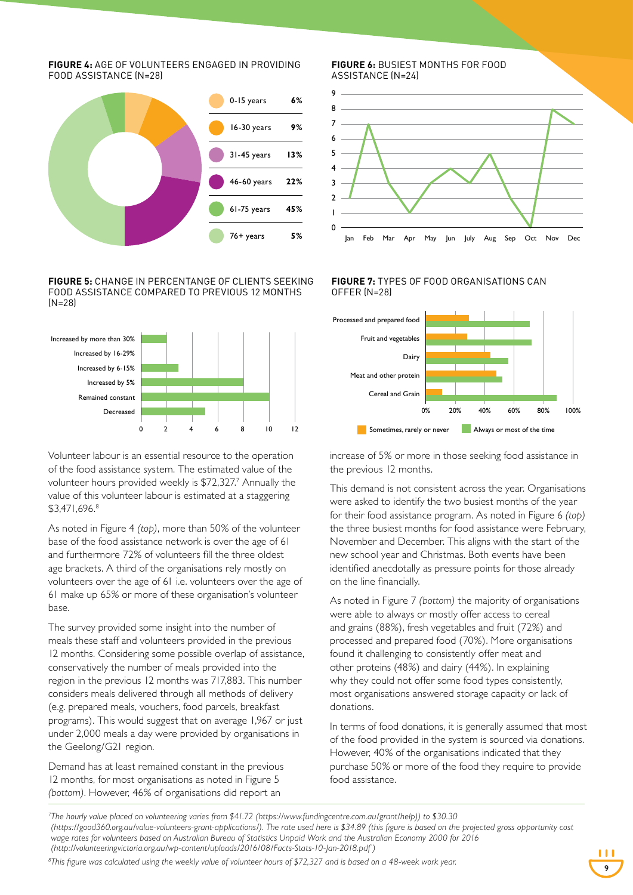**FIGURE 4:** AGE OF VOLUNTEERS ENGAGED IN PROVIDING FOOD ASSISTANCE (N=28)

0-15 years 6%
16-30 years 9%
31-45 years 13%
46-60 years 22%
61-75 years 45%
76+ years 5%

**FIGURE 6:** BUSIEST MONTHS FOR FOOD ASSISTANCE (N=24)

0 1 2 3 4 5 6 7 8 9

Jan Feb Mar Apr May Jun July Aug Sep Oct Nov Dec

**FIGURE 5:** CHANGE IN PERCENTANGE OF CLIENTS SEEKING FOOD ASSISTANCE COMPARED TO PREVIOUS 12 MONTHS (N=28)

Increased by more than 30%
Increased by 16-29%
Increased by 6-15%
Increased by 5%
Remained constant
Decreased

0 2 4 6 8 10 12

**FIGURE 7:** TYPES OF FOOD ORGANISATIONS CAN OFFER (N=28)

Processed and prepared food
Fruit and vegetables
Dairy
Meat and other protein
Cereal and Grain

0% 20% 40% 60% 80% 100%

Sometimes, rarely or never
Always or most of the time

Volunteer labour is an essential resource to the operation of the food assistance system. The estimated value of the volunteer hours provided weekly is $72,327.[7] Annually the value of this volunteer labour is estimated at a staggering $3,471,696.[8]

As noted in Figure 4 *(top)*, more than 50% of the volunteer base of the food assistance network is over the age of 61 and furthermore 72% of volunteers fill the three oldest age brackets. A third of the organisations rely mostly on volunteers over the age of 61 i.e. volunteers over the age of 61 make up 65% or more of these organisation's volunteer base.

The survey provided some insight into the number of meals these staff and volunteers provided in the previous 12 months. Considering some possible overlap of assistance, conservatively the number of meals provided into the region in the previous 12 months was 717,883. This number considers meals delivered through all methods of delivery (e.g. prepared meals, vouchers, food parcels, breakfast programs). This would suggest that on average 1,967 or just under 2,000 meals a day were provided by organisations in the Geelong/G21 region.

Demand has at least remained constant in the previous 12 months, for most organisations as noted in Figure 5 *(bottom)*. However, 46% of organisations did report an increase of 5% or more in those seeking food assistance in the previous 12 months.

This demand is not consistent across the year. Organisations were asked to identify the two busiest months of the year for their food assistance program. As noted in Figure 6 *(top)* the three busiest months for food assistance were February, November and December. This aligns with the start of the new school year and Christmas. Both events have been identified anecdotally as pressure points for those already on the line financially.

As noted in Figure 7 *(bottom)* the majority of organisations were able to always or mostly offer access to cereal and grains (88%), fresh vegetables and fruit (72%) and processed and prepared food (70%). More organisations found it challenging to consistently offer meat and other proteins (48%) and dairy (44%). In explaining why they could not offer some food types consistently, most organisations answered storage capacity or lack of donations.

In terms of food donations, it is generally assumed that most of the food provided in the system is sourced via donations. However, 40% of the organisations indicated that they purchase 50% or more of the food they require to provide food assistance.

---

[7] *The hourly value placed on volunteering varies from $41.72 (https://www.fundingcentre.com.au/grant/help)) to $30.30 (https://good360.org.au/value-volunteers-grant-applications/). The rate used here is $34.89 (this figure is based on the projected gross opportunity cost wage rates for volunteers based on Australian Bureau of Statistics Unpaid Work and the Australian Economy 2000 for 2016 (http://volunteeringvictoria.org.au/wp-content/uploads/2016/08/Facts-Stats-10-Jan-2018.pdf )*

[8] *This figure was calculated using the weekly value of volunteer hours of $72,327 and is based on a 48-week work year.*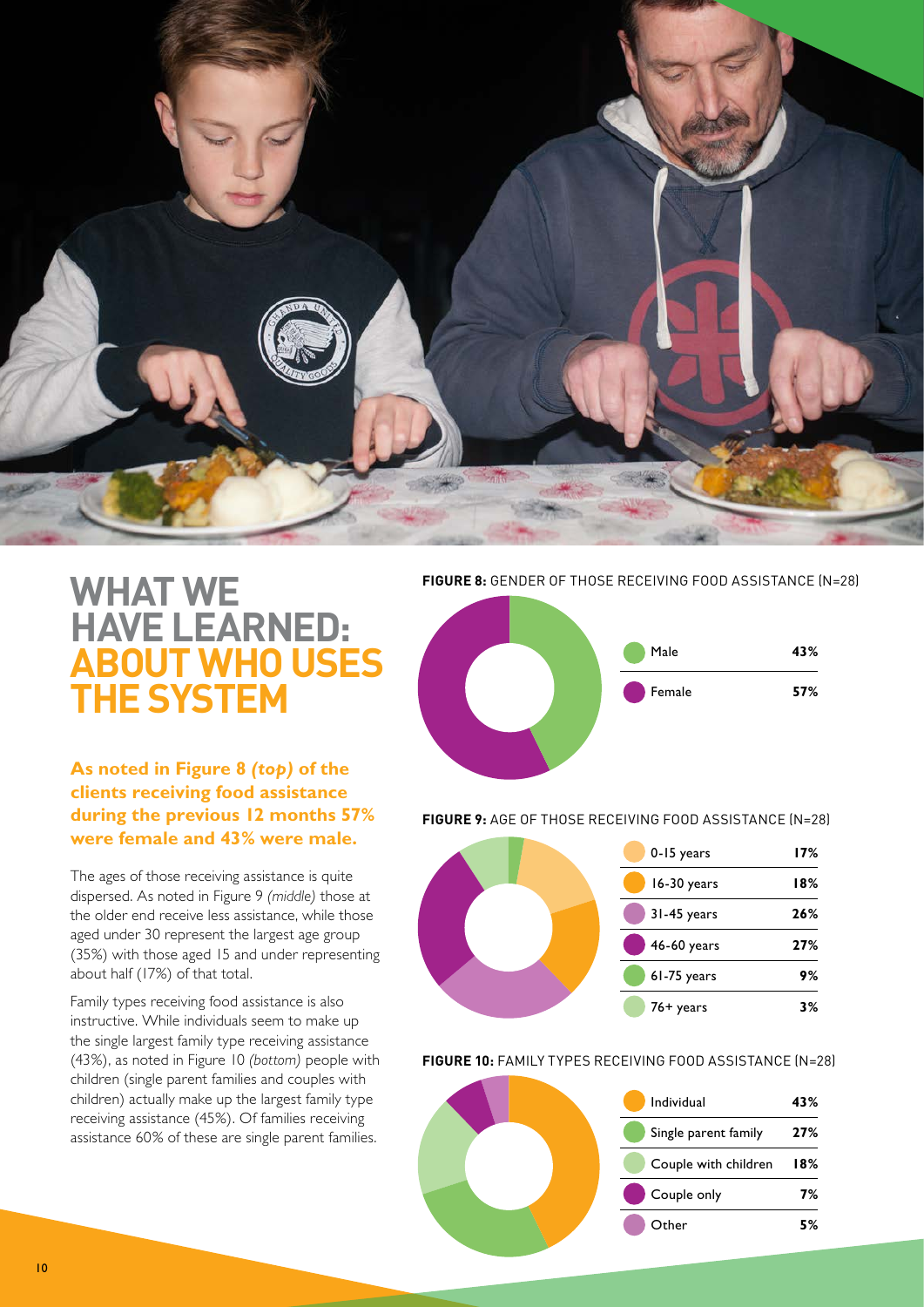# WHAT WE HAVE LEARNED: ABOUT WHO USES THE SYSTEM

**As noted in Figure 8 *(top)* of the clients receiving food assistance during the previous 12 months 57% were female and 43% were male.**

The ages of those receiving assistance is quite dispersed. As noted in Figure 9 *(middle)* those at the older end receive less assistance, while those aged under 30 represent the largest age group (35%) with those aged 15 and under representing about half (17%) of that total.

Family types receiving food assistance is also instructive. While individuals seem to make up the single largest family type receiving assistance (43%), as noted in Figure 10 *(bottom)* people with children (single parent families and couples with children) actually make up the largest family type receiving assistance (45%). Of families receiving assistance 60% of these are single parent families.

**FIGURE 8:** GENDER OF THOSE RECEIVING FOOD ASSISTANCE (N=28)

Male 43%
Female 57%

**FIGURE 9:** AGE OF THOSE RECEIVING FOOD ASSISTANCE (N=28)

0-15 years 17%
16-30 years 18%
31-45 years 26%
46-60 years 27%
61-75 years 9%
76+ years 3%

**FIGURE 10:** FAMILY TYPES RECEIVING FOOD ASSISTANCE (N=28)

Individual 43%
Single parent family 27%
Couple with children 18%
Couple only 7%
Other 5%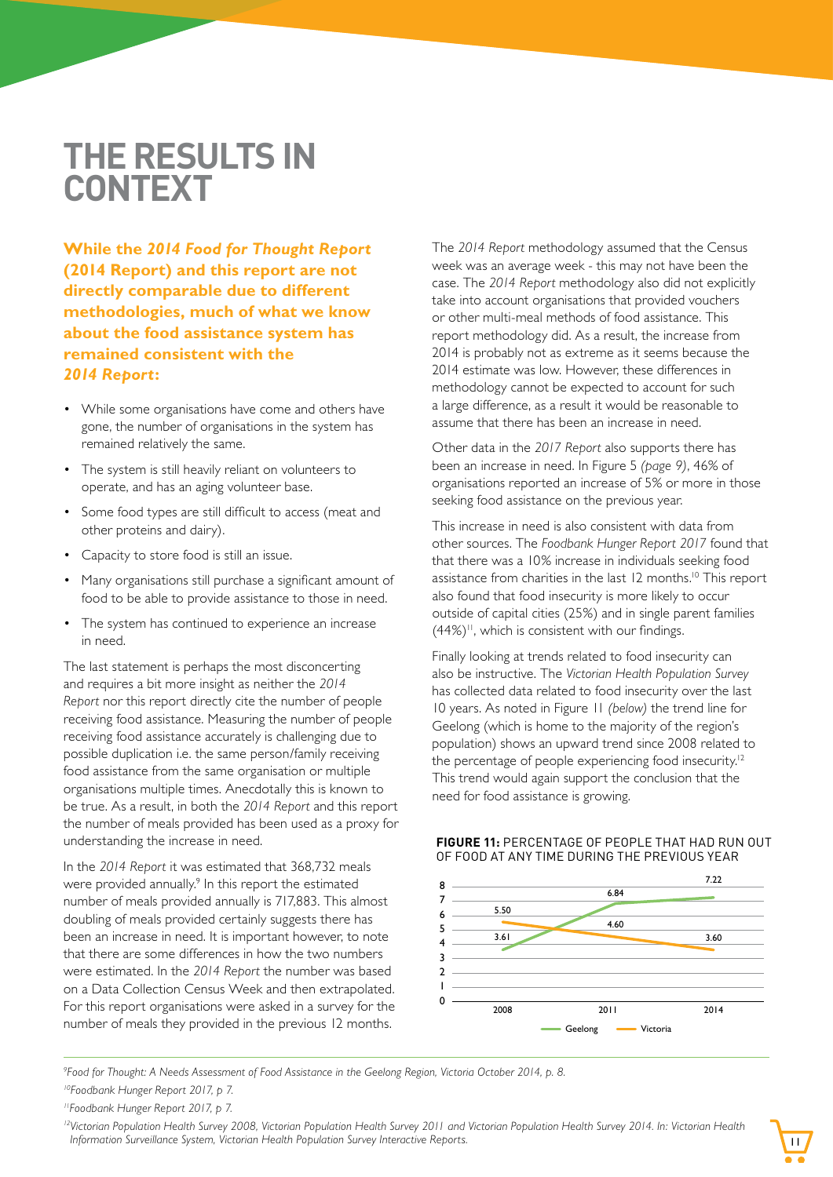# THE RESULTS IN CONTEXT

**While the *2014 Food for Thought Report* (2014 Report) and this report are not directly comparable due to different methodologies, much of what we know about the food assistance system has remained consistent with the *2014 Report*:**

- While some organisations have come and others have gone, the number of organisations in the system has remained relatively the same.
- The system is still heavily reliant on volunteers to operate, and has an aging volunteer base.
- Some food types are still difficult to access (meat and other proteins and dairy).
- Capacity to store food is still an issue.
- Many organisations still purchase a significant amount of food to be able to provide assistance to those in need.
- The system has continued to experience an increase in need.

The last statement is perhaps the most disconcerting and requires a bit more insight as neither the *2014 Report* nor this report directly cite the number of people receiving food assistance. Measuring the number of people receiving food assistance accurately is challenging due to possible duplication i.e. the same person/family receiving food assistance from the same organisation or multiple organisations multiple times. Anecdotally this is known to be true. As a result, in both the *2014 Report* and this report the number of meals provided has been used as a proxy for understanding the increase in need.

In the *2014 Report* it was estimated that 368,732 meals were provided annually.[9] In this report the estimated number of meals provided annually is 717,883. This almost doubling of meals provided certainly suggests there has been an increase in need. It is important however, to note that there are some differences in how the two numbers were estimated. In the *2014 Report* the number was based on a Data Collection Census Week and then extrapolated. For this report organisations were asked in a survey for the number of meals they provided in the previous 12 months.

The *2014 Report* methodology assumed that the Census week was an average week - this may not have been the case. The *2014 Report* methodology also did not explicitly take into account organisations that provided vouchers or other multi-meal methods of food assistance. This report methodology did. As a result, the increase from 2014 is probably not as extreme as it seems because the 2014 estimate was low. However, these differences in methodology cannot be expected to account for such a large difference, as a result it would be reasonable to assume that there has been an increase in need.

Other data in the *2017 Report* also supports there has been an increase in need. In Figure 5 *(page 9)*, 46% of organisations reported an increase of 5% or more in those seeking food assistance on the previous year.

This increase in need is also consistent with data from other sources. The *Foodbank Hunger Report 2017* found that that there was a 10% increase in individuals seeking food assistance from charities in the last 12 months.[10] This report also found that food insecurity is more likely to occur outside of capital cities (25%) and in single parent families (44%)[11], which is consistent with our findings.

Finally looking at trends related to food insecurity can also be instructive. The *Victorian Health Population Survey* has collected data related to food insecurity over the last 10 years. As noted in Figure 11 *(below)* the trend line for Geelong (which is home to the majority of the region's population) shows an upward trend since 2008 related to the percentage of people experiencing food insecurity.[12] This trend would again support the conclusion that the need for food assistance is growing.

**FIGURE 11:** PERCENTAGE OF PEOPLE THAT HAD RUN OUT OF FOOD AT ANY TIME DURING THE PREVIOUS YEAR

8
7
6
5
4
3
2
1
0

2008
2011
2014

7.22
6.84
5.50
4.60
3.61
3.60

Geelong
Victoria

---

[9] *Food for Thought: A Needs Assessment of Food Assistance in the Geelong Region, Victoria October 2014, p. 8.*

[10] *Foodbank Hunger Report 2017, p 7.*

[11] *Foodbank Hunger Report 2017, p 7.*

[12] *Victorian Population Health Survey 2008, Victorian Population Health Survey 2011 and Victorian Population Health Survey 2014. In: Victorian Health Information Surveillance System, Victorian Health Population Survey Interactive Reports.*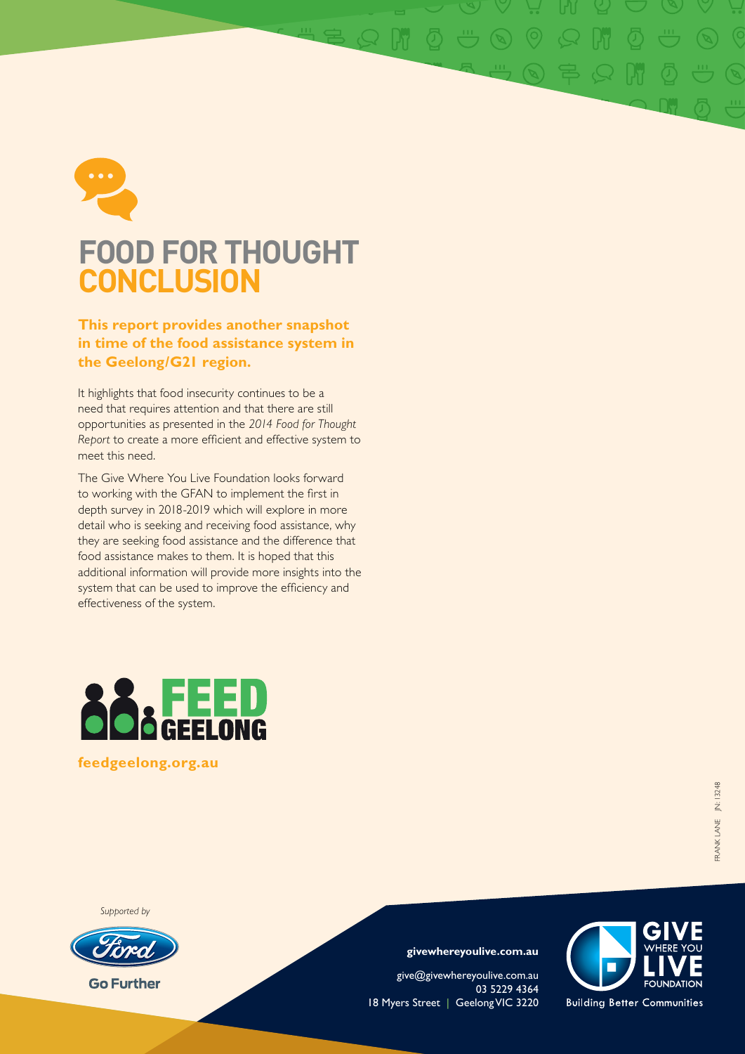# FOOD FOR THOUGHT CONCLUSION

**This report provides another snapshot in time of the food assistance system in the Geelong/G21 region.**

It highlights that food insecurity continues to be a need that requires attention and that there are still opportunities as presented in the *2014 Food for Thought Report* to create a more efficient and effective system to meet this need.

The Give Where You Live Foundation looks forward to working with the GFAN to implement the first in depth survey in 2018-2019 which will explore in more detail who is seeking and receiving food assistance, why they are seeking food assistance and the difference that food assistance makes to them. It is hoped that this additional information will provide more insights into the system that can be used to improve the efficiency and effectiveness of the system.

FEED GEELONG

**feedgeelong.org.au**

FRANK LANE JN: 13248

*Supported by*

Ford Go Further

**givewhereyoulive.com.au**

give@givewhereyoulive.com.au
03 5229 4364
18 Myers Street | Geelong VIC 3220

GIVE WHERE YOU LIVE FOUNDATION
Building Better Communities